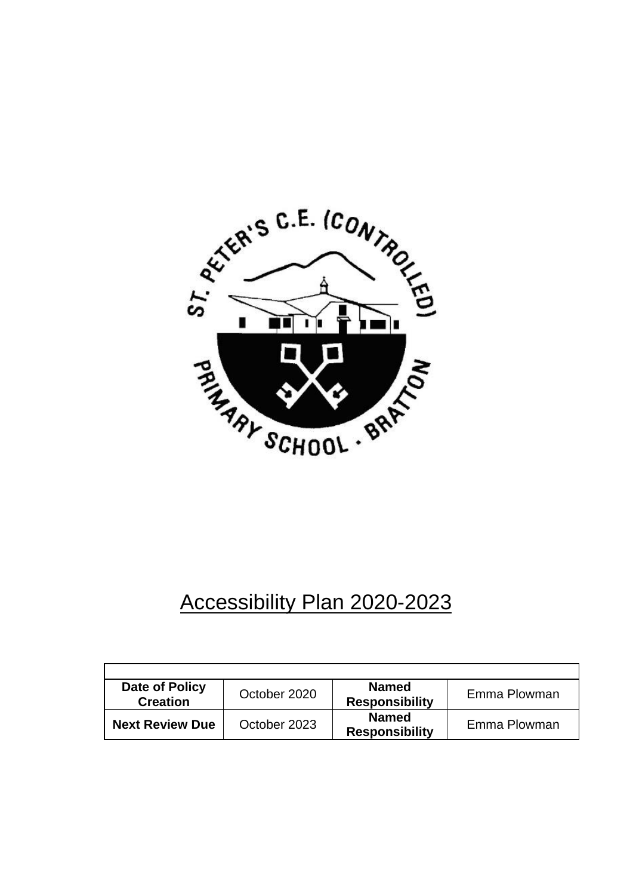# Accessibility Plan 2020-2023

| | | | |
|---|---|---|---|
| **Date of Policy Creation** | October 2020 | **Named Responsibility** | Emma Plowman |
| **Next Review Due** | October 2023 | **Named Responsibility** | Emma Plowman |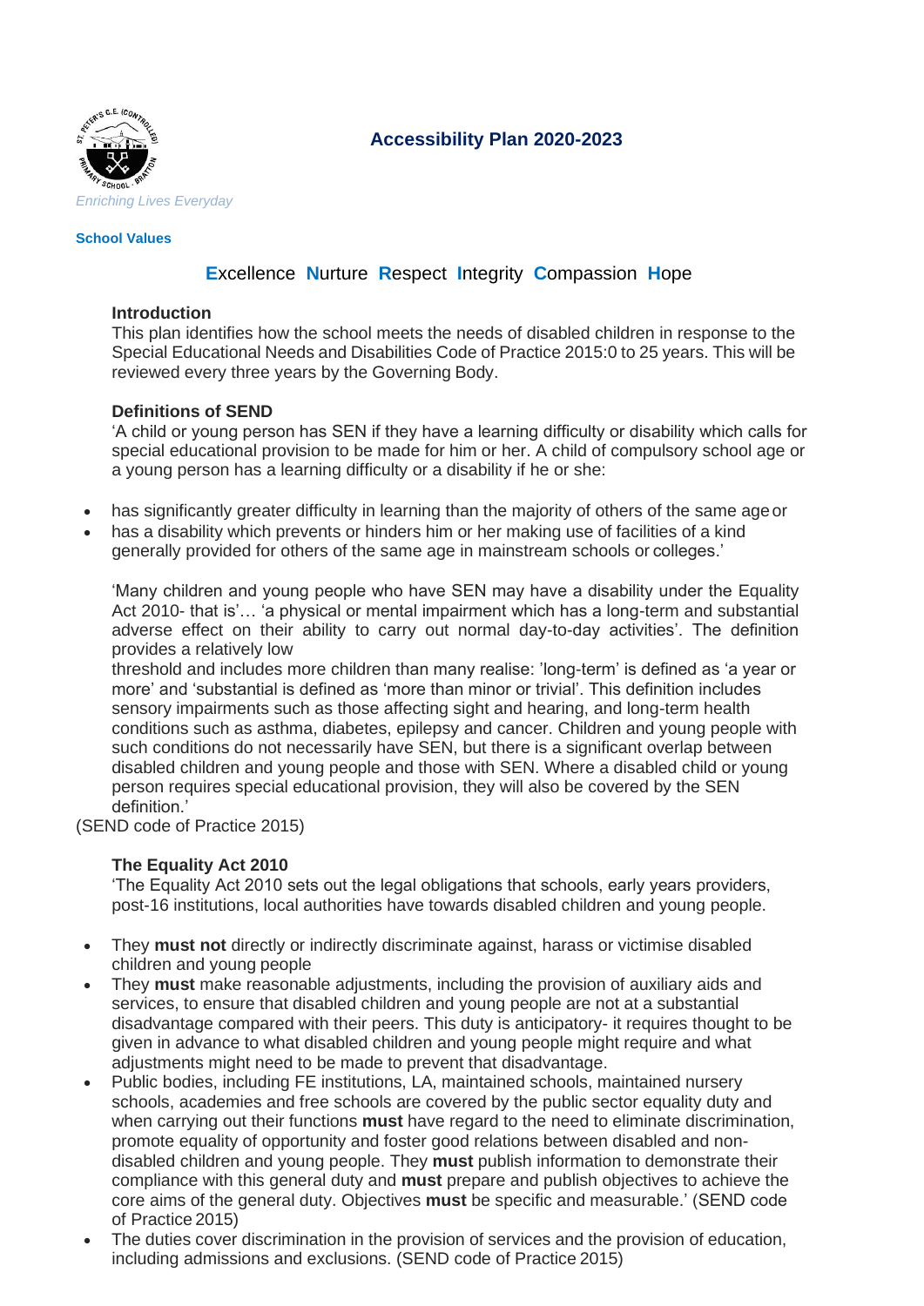*Enriching Lives Everyday*

# Accessibility Plan 2020-2023

**School Values**

**E**xcellence **N**urture **R**espect **I**ntegrity **C**ompassion **H**ope

**Introduction**

This plan identifies how the school meets the needs of disabled children in response to the Special Educational Needs and Disabilities Code of Practice 2015:0 to 25 years. This will be reviewed every three years by the Governing Body.

**Definitions of SEND**

'A child or young person has SEN if they have a learning difficulty or disability which calls for special educational provision to be made for him or her. A child of compulsory school age or a young person has a learning difficulty or a disability if he or she:

- has significantly greater difficulty in learning than the majority of others of the same age or
- has a disability which prevents or hinders him or her making use of facilities of a kind generally provided for others of the same age in mainstream schools or colleges.'

'Many children and young people who have SEN may have a disability under the Equality Act 2010- that is'… 'a physical or mental impairment which has a long-term and substantial adverse effect on their ability to carry out normal day-to-day activities'. The definition provides a relatively low threshold and includes more children than many realise: 'long-term' is defined as 'a year or more' and 'substantial is defined as 'more than minor or trivial'. This definition includes sensory impairments such as those affecting sight and hearing, and long-term health conditions such as asthma, diabetes, epilepsy and cancer. Children and young people with such conditions do not necessarily have SEN, but there is a significant overlap between disabled children and young people and those with SEN. Where a disabled child or young person requires special educational provision, they will also be covered by the SEN definition.'

(SEND code of Practice 2015)

**The Equality Act 2010**

'The Equality Act 2010 sets out the legal obligations that schools, early years providers, post-16 institutions, local authorities have towards disabled children and young people.

- They **must not** directly or indirectly discriminate against, harass or victimise disabled children and young people
- They **must** make reasonable adjustments, including the provision of auxiliary aids and services, to ensure that disabled children and young people are not at a substantial disadvantage compared with their peers. This duty is anticipatory- it requires thought to be given in advance to what disabled children and young people might require and what adjustments might need to be made to prevent that disadvantage.
- Public bodies, including FE institutions, LA, maintained schools, maintained nursery schools, academies and free schools are covered by the public sector equality duty and when carrying out their functions **must** have regard to the need to eliminate discrimination, promote equality of opportunity and foster good relations between disabled and non-disabled children and young people. They **must** publish information to demonstrate their compliance with this general duty and **must** prepare and publish objectives to achieve the core aims of the general duty. Objectives **must** be specific and measurable.' (SEND code of Practice 2015)
- The duties cover discrimination in the provision of services and the provision of education, including admissions and exclusions. (SEND code of Practice 2015)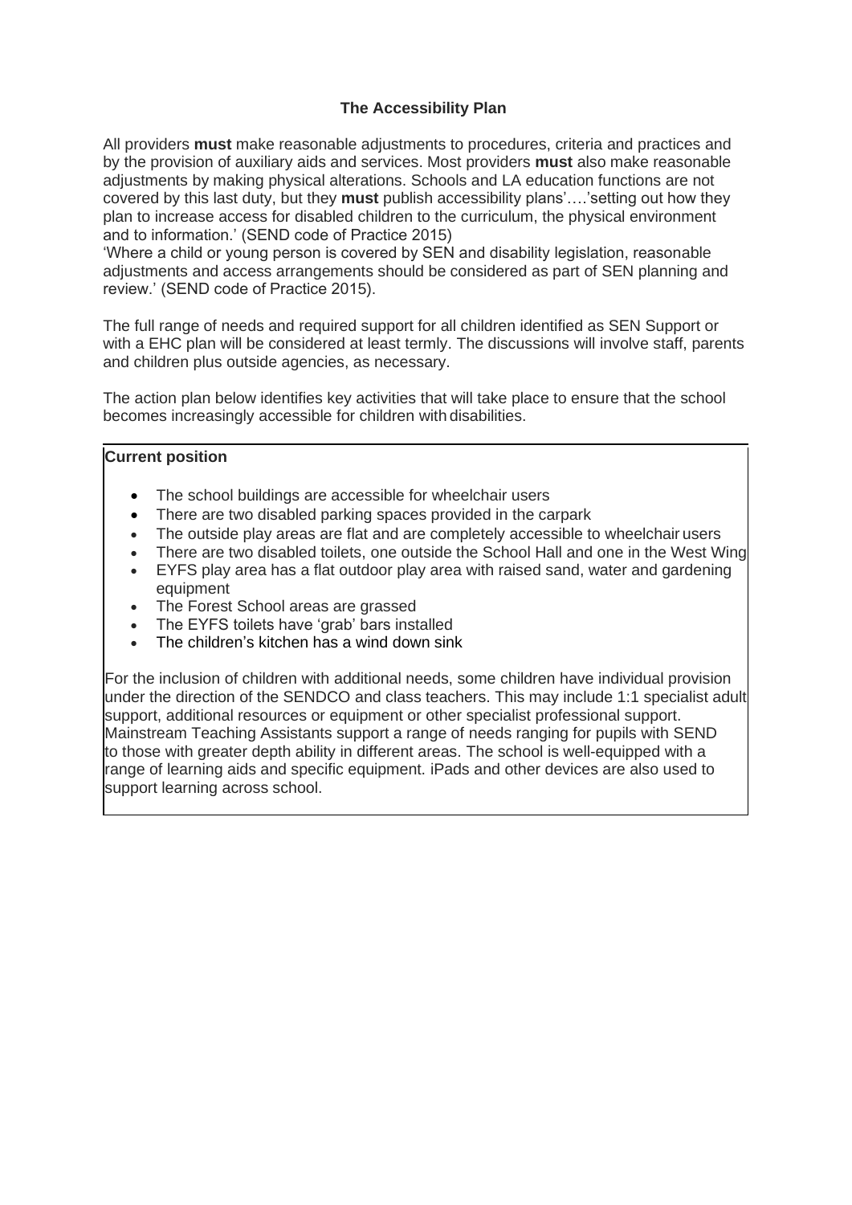## The Accessibility Plan

All providers **must** make reasonable adjustments to procedures, criteria and practices and by the provision of auxiliary aids and services. Most providers **must** also make reasonable adjustments by making physical alterations. Schools and LA education functions are not covered by this last duty, but they **must** publish accessibility plans'….'setting out how they plan to increase access for disabled children to the curriculum, the physical environment and to information.' (SEND code of Practice 2015)
'Where a child or young person is covered by SEN and disability legislation, reasonable adjustments and access arrangements should be considered as part of SEN planning and review.' (SEND code of Practice 2015).

The full range of needs and required support for all children identified as SEN Support or with a EHC plan will be considered at least termly. The discussions will involve staff, parents and children plus outside agencies, as necessary.

The action plan below identifies key activities that will take place to ensure that the school becomes increasingly accessible for children with disabilities.

**Current position**

- The school buildings are accessible for wheelchair users
- There are two disabled parking spaces provided in the carpark
- The outside play areas are flat and are completely accessible to wheelchair users
- There are two disabled toilets, one outside the School Hall and one in the West Wing
- EYFS play area has a flat outdoor play area with raised sand, water and gardening equipment
- The Forest School areas are grassed
- The EYFS toilets have 'grab' bars installed
- The children's kitchen has a wind down sink

For the inclusion of children with additional needs, some children have individual provision under the direction of the SENDCO and class teachers. This may include 1:1 specialist adult support, additional resources or equipment or other specialist professional support. Mainstream Teaching Assistants support a range of needs ranging for pupils with SEND to those with greater depth ability in different areas. The school is well-equipped with a range of learning aids and specific equipment. iPads and other devices are also used to support learning across school.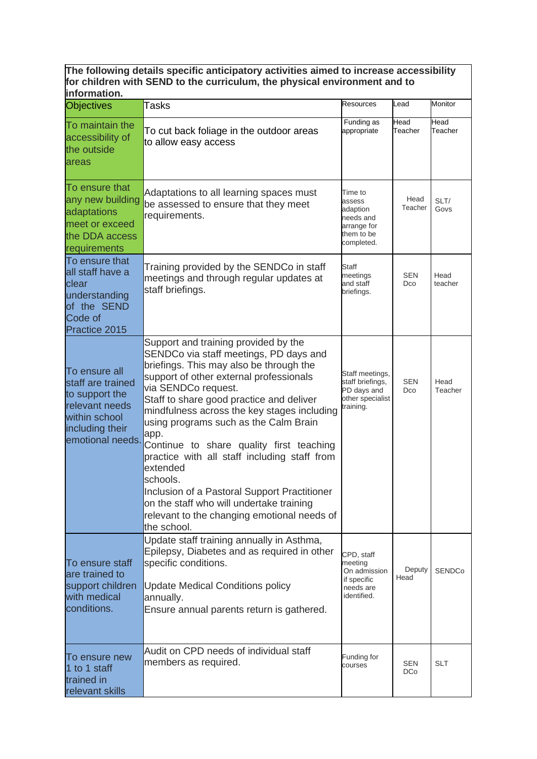**The following details specific anticipatory activities aimed to increase accessibility for children with SEND to the curriculum, the physical environment and to information.**

| Objectives | Tasks | Resources | Lead | Monitor |
|---|---|---|---|---|
| To maintain the accessibility of the outside areas | To cut back foliage in the outdoor areas to allow easy access | Funding as appropriate | Head Teacher | Head Teacher |
| To ensure that any new building adaptations meet or exceed the DDA access requirements | Adaptations to all learning spaces must be assessed to ensure that they meet requirements. | Time to assess adaption needs and arrange for them to be completed. | Head Teacher | SLT/ Govs |
| To ensure that all staff have a clear understanding of the SEND Code of Practice 2015 | Training provided by the SENDCo in staff meetings and through regular updates at staff briefings. | Staff meetings and staff briefings. | SEN Dco | Head teacher |
| To ensure all staff are trained to support the relevant needs within school including their emotional needs. | Support and training provided by the SENDCo via staff meetings, PD days and briefings. This may also be through the support of other external professionals via SENDCo request.<br>Staff to share good practice and deliver mindfulness across the key stages including using programs such as the Calm Brain app.<br>Continue to share quality first teaching practice with all staff including staff from extended schools.<br>Inclusion of a Pastoral Support Practitioner on the staff who will undertake training relevant to the changing emotional needs of the school. | Staff meetings, staff briefings, PD days and other specialist training. | SEN Dco | Head Teacher |
| To ensure staff are trained to support children with medical conditions. | Update staff training annually in Asthma, Epilepsy, Diabetes and as required in other specific conditions.<br><br>Update Medical Conditions policy annually.<br>Ensure annual parents return is gathered. | CPD, staff meeting On admission if specific needs are identified. | Deputy Head | SENDCo |
| To ensure new 1 to 1 staff trained in relevant skills | Audit on CPD needs of individual staff members as required. | Funding for courses | SEN DCo | SLT |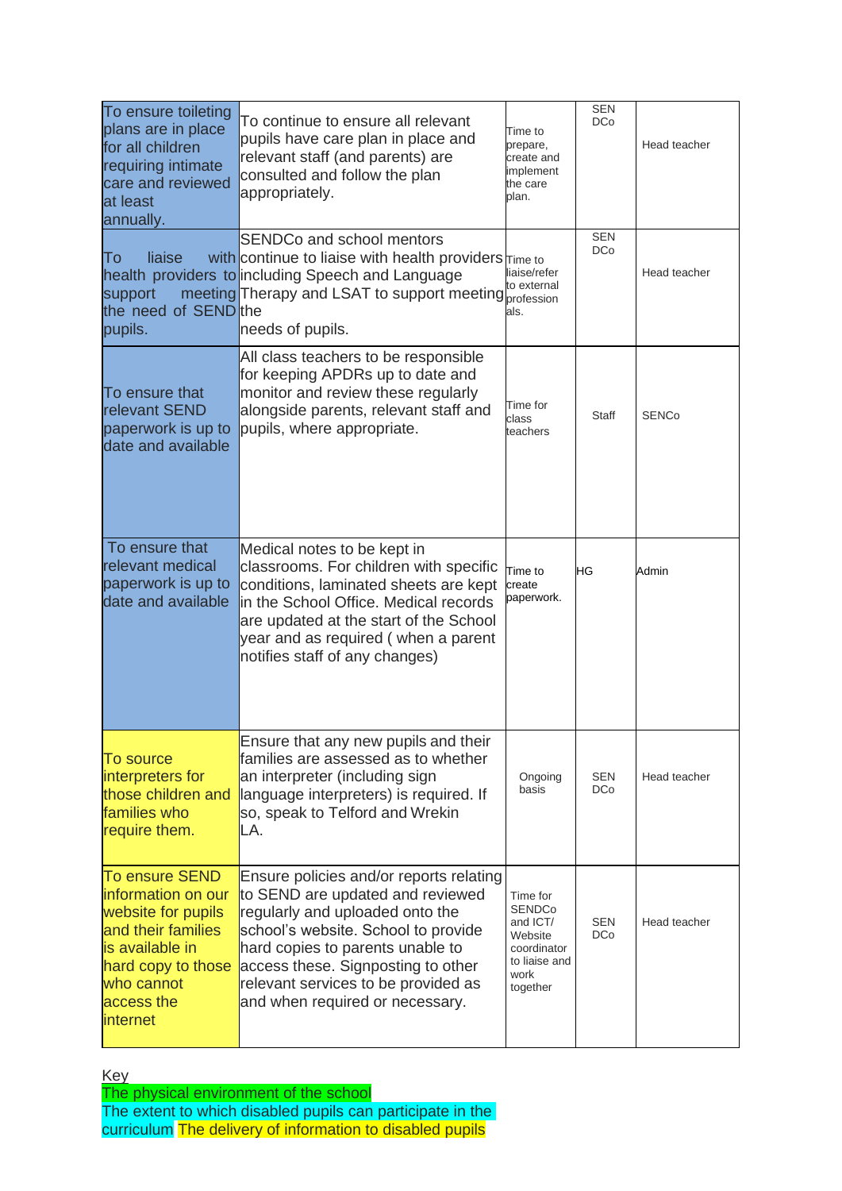| | | | | |
|---|---|---|---|---|
| To ensure toileting plans are in place for all children requiring intimate care and reviewed at least annually. | To continue to ensure all relevant pupils have care plan in place and relevant staff (and parents) are consulted and follow the plan appropriately. | Time to prepare, create and implement the care plan. | SEN DCo | Head teacher |
| To liaise with health providers to support meeting the need of SEND pupils. | SENDCo and school mentors continue to liaise with health providers including Speech and Language Therapy and LSAT to support meeting the needs of pupils. | Time to liaise/refer to external professionals. | SEN DCo | Head teacher |
| To ensure that relevant SEND paperwork is up to date and available | All class teachers to be responsible for keeping APDRs up to date and monitor and review these regularly alongside parents, relevant staff and pupils, where appropriate. | Time for class teachers | Staff | SENCo |
| To ensure that relevant medical paperwork is up to date and available | Medical notes to be kept in classrooms. For children with specific conditions, laminated sheets are kept in the School Office. Medical records are updated at the start of the School year and as required ( when a parent notifies staff of any changes) | Time to create paperwork. | HG | Admin |
| To source interpreters for those children and families who require them. | Ensure that any new pupils and their families are assessed as to whether an interpreter (including sign language interpreters) is required. If so, speak to Telford and Wrekin LA. | Ongoing basis | SEN DCo | Head teacher |
| To ensure SEND information on our website for pupils and their families is available in hard copy to those who cannot access the internet | Ensure policies and/or reports relating to SEND are updated and reviewed regularly and uploaded onto the school's website. School to provide hard copies to parents unable to access these. Signposting to other relevant services to be provided as and when required or necessary. | Time for SENDCo and ICT/ Website coordinator to liaise and work together | SEN DCo | Head teacher |

Key

The physical environment of the school

The extent to which disabled pupils can participate in the curriculum

The delivery of information to disabled pupils